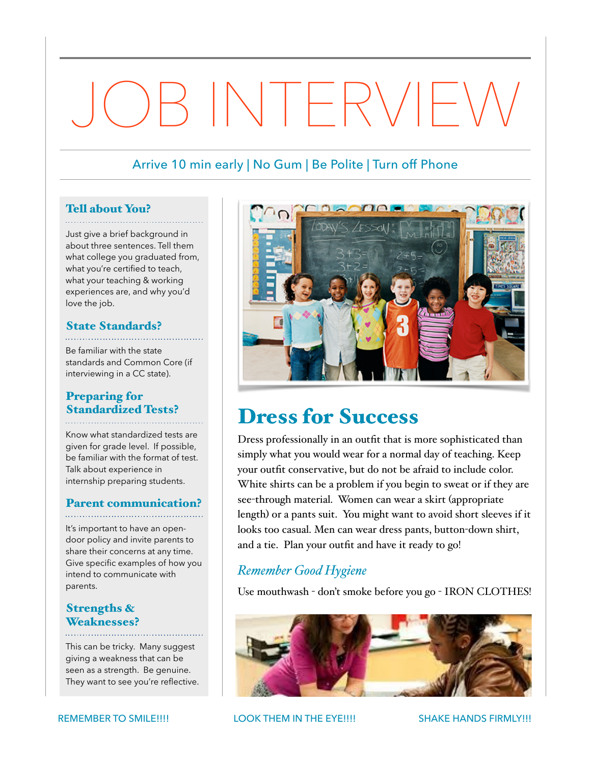# JOB INTERVIEW

Arrive 10 min early | No Gum | Be Polite | Turn off Phone

### Tell about You?

Just give a brief background in about three sentences. Tell them what college you graduated from, what you're certified to teach, what your teaching & working experiences are, and why you'd love the job.

### State Standards?

Be familiar with the state standards and Common Core (if interviewing in a CC state).

### Preparing for Standardized Tests?

Know what standardized tests are given for grade level. If possible, be familiar with the format of test. Talk about experience in internship preparing students.

### Parent communication?

It's important to have an open-door policy and invite parents to share their concerns at any time. Give specific examples of how you intend to communicate with parents.

### Strengths & Weaknesses?

This can be tricky. Many suggest giving a weakness that can be seen as a strength. Be genuine. They want to see you're reflective.

## Dress for Success

Dress professionally in an outfit that is more sophisticated than simply what you would wear for a normal day of teaching. Keep your outfit conservative, but do not be afraid to include color. White shirts can be a problem if you begin to sweat or if they are see-through material. Women can wear a skirt (appropriate length) or a pants suit. You might want to avoid short sleeves if it looks too casual. Men can wear dress pants, button-down shirt, and a tie. Plan your outfit and have it ready to go!

### *Remember Good Hygiene*

Use mouthwash - don't smoke before you go - IRON CLOTHES!

REMEMBER TO SMILE!!!! LOOK THEM IN THE EYE!!!! SHAKE HANDS FIRMLY!!!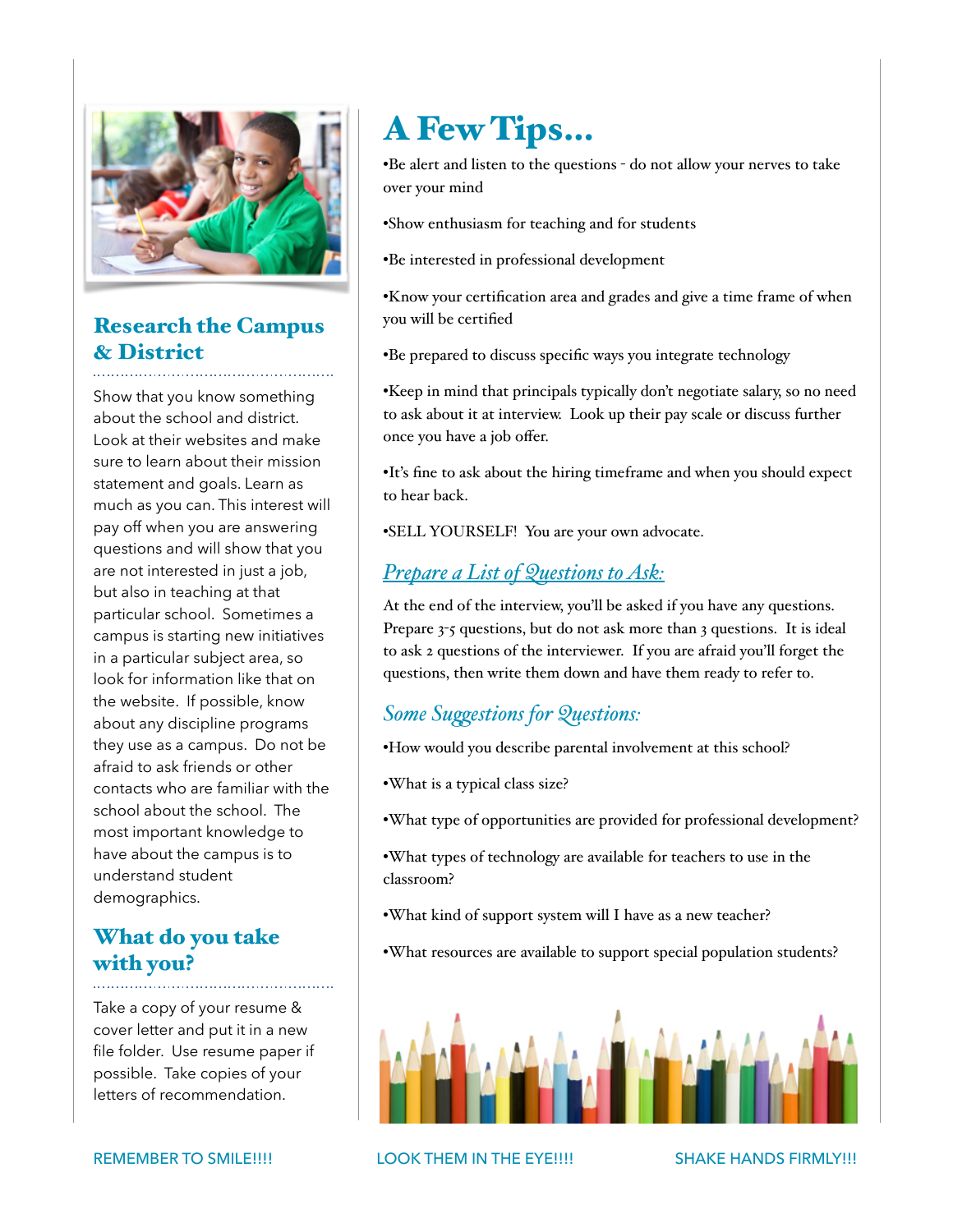## Research the Campus & District

Show that you know something about the school and district. Look at their websites and make sure to learn about their mission statement and goals. Learn as much as you can. This interest will pay off when you are answering questions and will show that you are not interested in just a job, but also in teaching at that particular school. Sometimes a campus is starting new initiatives in a particular subject area, so look for information like that on the website. If possible, know about any discipline programs they use as a campus. Do not be afraid to ask friends or other contacts who are familiar with the school about the school. The most important knowledge to have about the campus is to understand student demographics.

## What do you take with you?

Take a copy of your resume & cover letter and put it in a new file folder. Use resume paper if possible. Take copies of your letters of recommendation.

# A Few Tips...

•Be alert and listen to the questions - do not allow your nerves to take over your mind

•Show enthusiasm for teaching and for students

•Be interested in professional development

•Know your certification area and grades and give a time frame of when you will be certified

•Be prepared to discuss specific ways you integrate technology

•Keep in mind that principals typically don't negotiate salary, so no need to ask about it at interview. Look up their pay scale or discuss further once you have a job offer.

•It's fine to ask about the hiring timeframe and when you should expect to hear back.

•SELL YOURSELF! You are your own advocate.

### *Prepare a List of Questions to Ask:*

At the end of the interview, you'll be asked if you have any questions. Prepare 3-5 questions, but do not ask more than 3 questions. It is ideal to ask 2 questions of the interviewer. If you are afraid you'll forget the questions, then write them down and have them ready to refer to.

### *Some Suggestions for Questions:*

•How would you describe parental involvement at this school?

•What is a typical class size?

•What type of opportunities are provided for professional development?

•What types of technology are available for teachers to use in the classroom?

•What kind of support system will I have as a new teacher?

•What resources are available to support special population students?

REMEMBER TO SMILE!!!! LOOK THEM IN THE EYE!!!! SHAKE HANDS FIRMLY!!!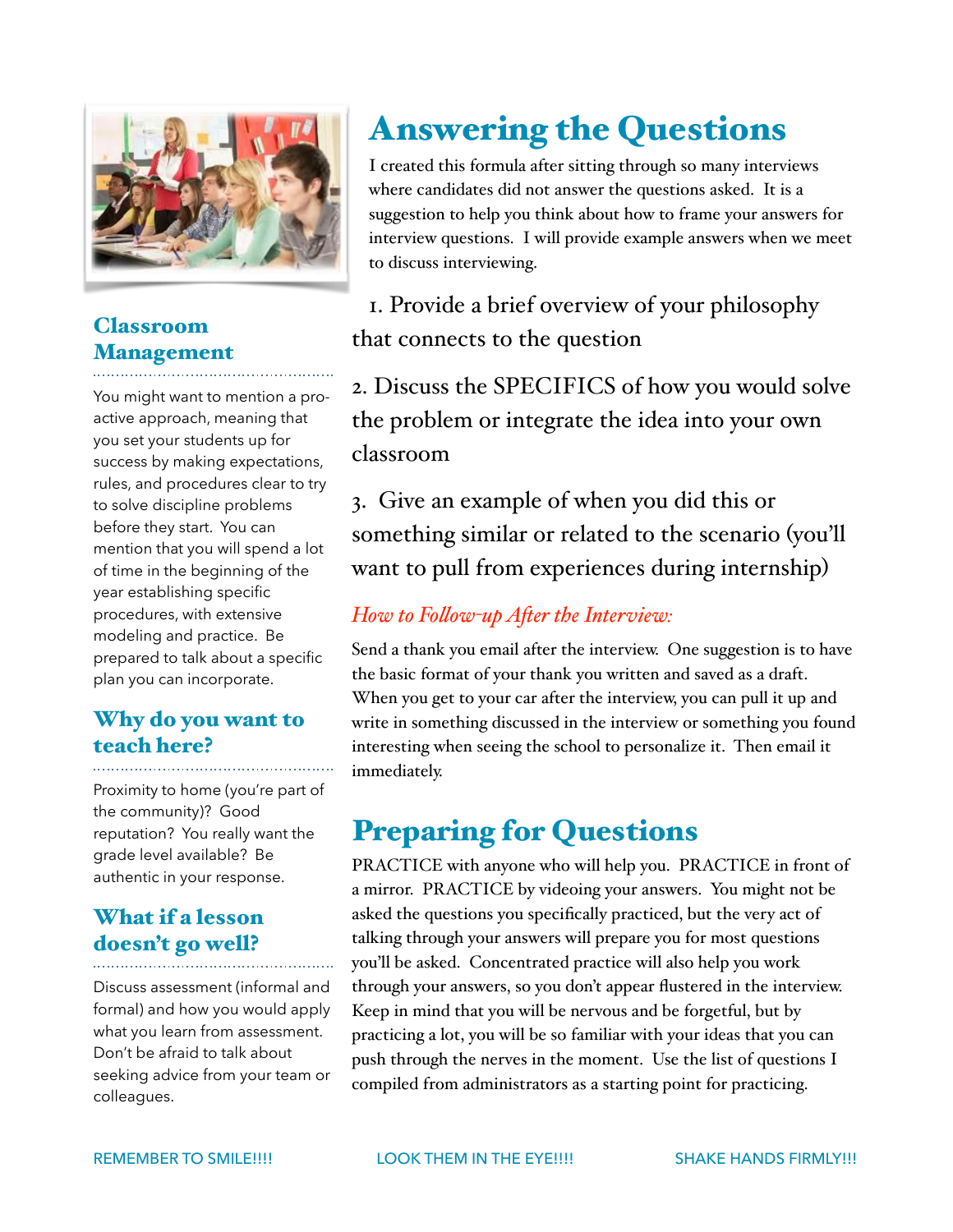## Classroom Management

You might want to mention a pro-active approach, meaning that you set your students up for success by making expectations, rules, and procedures clear to try to solve discipline problems before they start. You can mention that you will spend a lot of time in the beginning of the year establishing specific procedures, with extensive modeling and practice. Be prepared to talk about a specific plan you can incorporate.

## Why do you want to teach here?

Proximity to home (you're part of the community)? Good reputation? You really want the grade level available? Be authentic in your response.

## What if a lesson doesn't go well?

Discuss assessment (informal and formal) and how you would apply what you learn from assessment. Don't be afraid to talk about seeking advice from your team or colleagues.

# Answering the Questions

I created this formula after sitting through so many interviews where candidates did not answer the questions asked. It is a suggestion to help you think about how to frame your answers for interview questions. I will provide example answers when we meet to discuss interviewing.

1. Provide a brief overview of your philosophy that connects to the question

2. Discuss the SPECIFICS of how you would solve the problem or integrate the idea into your own classroom

3. Give an example of when you did this or something similar or related to the scenario (you'll want to pull from experiences during internship)

### *How to Follow-up After the Interview:*

Send a thank you email after the interview. One suggestion is to have the basic format of your thank you written and saved as a draft. When you get to your car after the interview, you can pull it up and write in something discussed in the interview or something you found interesting when seeing the school to personalize it. Then email it immediately.

# Preparing for Questions

PRACTICE with anyone who will help you. PRACTICE in front of a mirror. PRACTICE by videoing your answers. You might not be asked the questions you specifically practiced, but the very act of talking through your answers will prepare you for most questions you'll be asked. Concentrated practice will also help you work through your answers, so you don't appear flustered in the interview. Keep in mind that you will be nervous and be forgetful, but by practicing a lot, you will be so familiar with your ideas that you can push through the nerves in the moment. Use the list of questions I compiled from administrators as a starting point for practicing.

REMEMBER TO SMILE!!!! LOOK THEM IN THE EYE!!!! SHAKE HANDS FIRMLY!!!